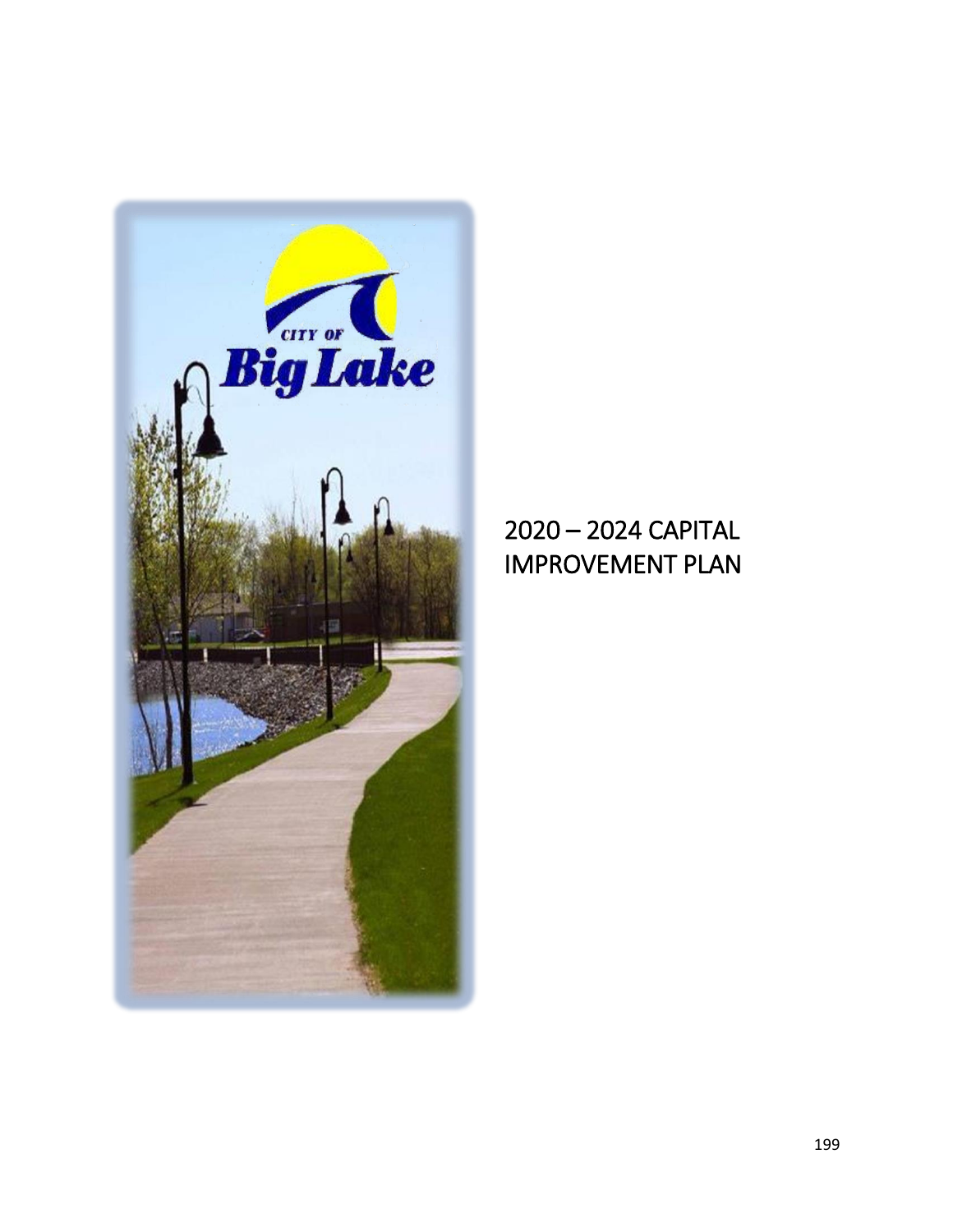# 2020 – 2024 CAPITAL IMPROVEMENT PLAN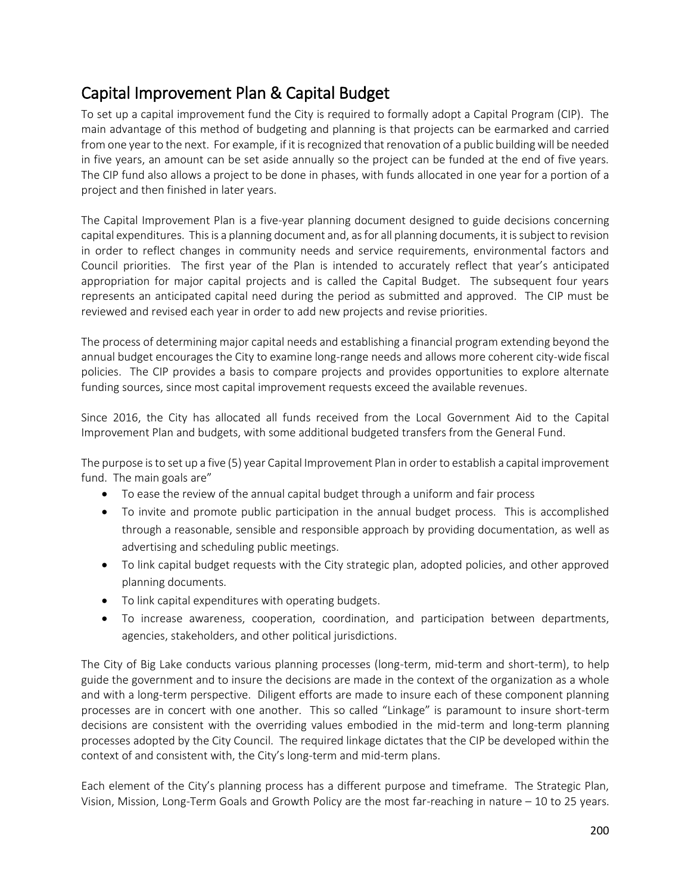## Capital Improvement Plan & Capital Budget

To set up a capital improvement fund the City is required to formally adopt a Capital Program (CIP). The main advantage of this method of budgeting and planning is that projects can be earmarked and carried from one year to the next. For example, if it is recognized that renovation of a public building will be needed in five years, an amount can be set aside annually so the project can be funded at the end of five years. The CIP fund also allows a project to be done in phases, with funds allocated in one year for a portion of a project and then finished in later years.

The Capital Improvement Plan is a five-year planning document designed to guide decisions concerning capital expenditures. This is a planning document and, as for all planning documents, it is subject to revision in order to reflect changes in community needs and service requirements, environmental factors and Council priorities. The first year of the Plan is intended to accurately reflect that year's anticipated appropriation for major capital projects and is called the Capital Budget. The subsequent four years represents an anticipated capital need during the period as submitted and approved. The CIP must be reviewed and revised each year in order to add new projects and revise priorities.

The process of determining major capital needs and establishing a financial program extending beyond the annual budget encourages the City to examine long-range needs and allows more coherent city-wide fiscal policies. The CIP provides a basis to compare projects and provides opportunities to explore alternate funding sources, since most capital improvement requests exceed the available revenues.

Since 2016, the City has allocated all funds received from the Local Government Aid to the Capital Improvement Plan and budgets, with some additional budgeted transfers from the General Fund.

The purpose is to set up a five (5) year Capital Improvement Plan in order to establish a capital improvement fund. The main goals are"

- To ease the review of the annual capital budget through a uniform and fair process
- To invite and promote public participation in the annual budget process. This is accomplished through a reasonable, sensible and responsible approach by providing documentation, as well as advertising and scheduling public meetings.
- To link capital budget requests with the City strategic plan, adopted policies, and other approved planning documents.
- To link capital expenditures with operating budgets.
- To increase awareness, cooperation, coordination, and participation between departments, agencies, stakeholders, and other political jurisdictions.

The City of Big Lake conducts various planning processes (long-term, mid-term and short-term), to help guide the government and to insure the decisions are made in the context of the organization as a whole and with a long-term perspective. Diligent efforts are made to insure each of these component planning processes are in concert with one another. This so called "Linkage" is paramount to insure short-term decisions are consistent with the overriding values embodied in the mid-term and long-term planning processes adopted by the City Council. The required linkage dictates that the CIP be developed within the context of and consistent with, the City's long-term and mid-term plans.

Each element of the City's planning process has a different purpose and timeframe. The Strategic Plan, Vision, Mission, Long-Term Goals and Growth Policy are the most far-reaching in nature – 10 to 25 years.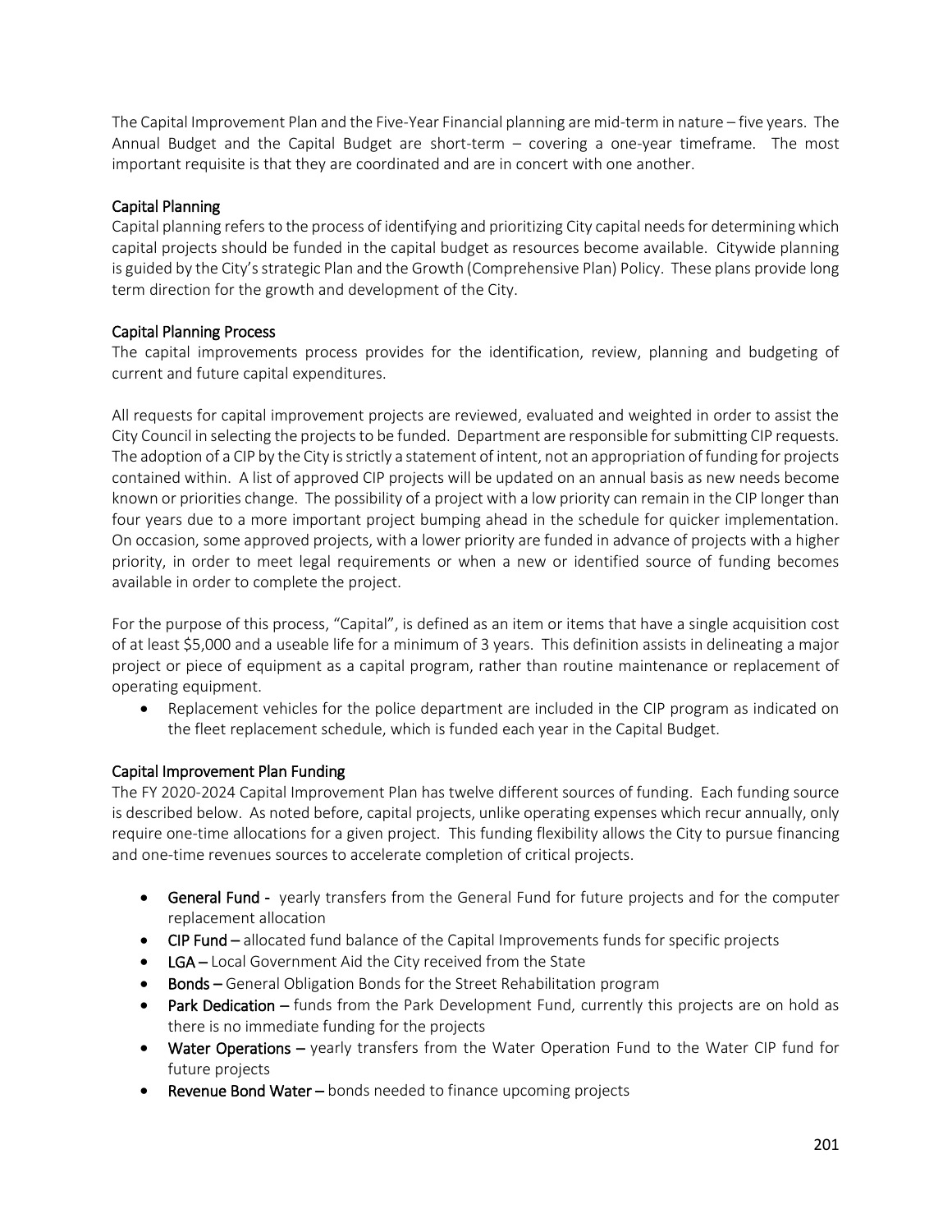The Capital Improvement Plan and the Five-Year Financial planning are mid-term in nature – five years. The Annual Budget and the Capital Budget are short-term – covering a one-year timeframe. The most important requisite is that they are coordinated and are in concert with one another.

## Capital Planning

Capital planning refers to the process of identifying and prioritizing City capital needs for determining which capital projects should be funded in the capital budget as resources become available. Citywide planning is guided by the City's strategic Plan and the Growth (Comprehensive Plan) Policy. These plans provide long term direction for the growth and development of the City.

## Capital Planning Process

The capital improvements process provides for the identification, review, planning and budgeting of current and future capital expenditures.

All requests for capital improvement projects are reviewed, evaluated and weighted in order to assist the City Council in selecting the projects to be funded. Department are responsible for submitting CIP requests. The adoption of a CIP by the City is strictly a statement of intent, not an appropriation of funding for projects contained within. A list of approved CIP projects will be updated on an annual basis as new needs become known or priorities change. The possibility of a project with a low priority can remain in the CIP longer than four years due to a more important project bumping ahead in the schedule for quicker implementation. On occasion, some approved projects, with a lower priority are funded in advance of projects with a higher priority, in order to meet legal requirements or when a new or identified source of funding becomes available in order to complete the project.

For the purpose of this process, "Capital", is defined as an item or items that have a single acquisition cost of at least $5,000 and a useable life for a minimum of 3 years. This definition assists in delineating a major project or piece of equipment as a capital program, rather than routine maintenance or replacement of operating equipment.

- Replacement vehicles for the police department are included in the CIP program as indicated on the fleet replacement schedule, which is funded each year in the Capital Budget.

## Capital Improvement Plan Funding

The FY 2020-2024 Capital Improvement Plan has twelve different sources of funding. Each funding source is described below. As noted before, capital projects, unlike operating expenses which recur annually, only require one-time allocations for a given project. This funding flexibility allows the City to pursue financing and one-time revenues sources to accelerate completion of critical projects.

- **General Fund -** yearly transfers from the General Fund for future projects and for the computer replacement allocation
- **CIP Fund –** allocated fund balance of the Capital Improvements funds for specific projects
- **LGA –** Local Government Aid the City received from the State
- **Bonds –** General Obligation Bonds for the Street Rehabilitation program
- **Park Dedication –** funds from the Park Development Fund, currently this projects are on hold as there is no immediate funding for the projects
- **Water Operations –** yearly transfers from the Water Operation Fund to the Water CIP fund for future projects
- **Revenue Bond Water –** bonds needed to finance upcoming projects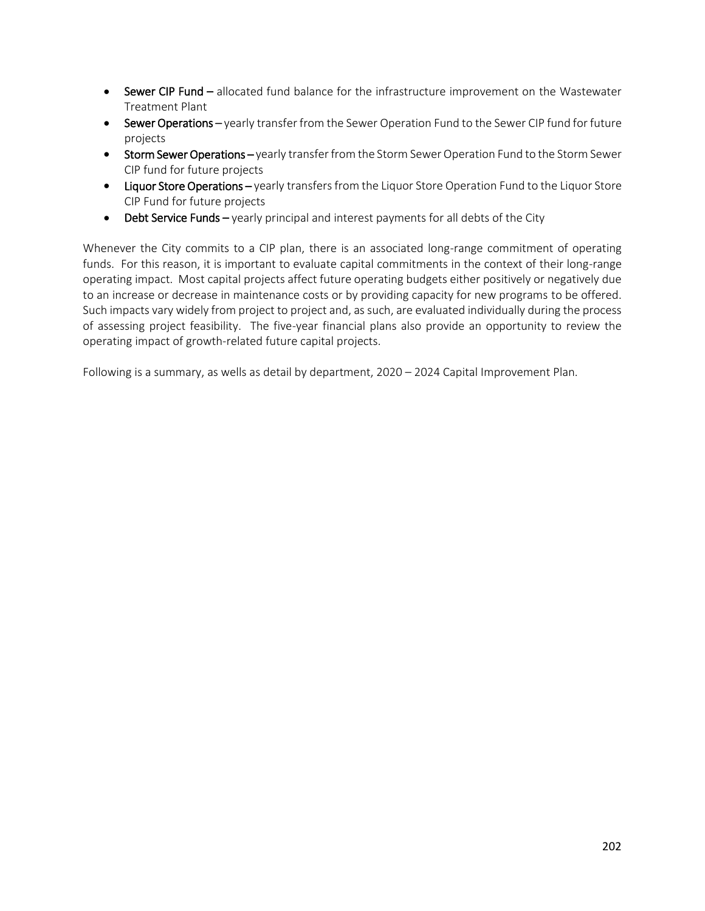- **Sewer CIP Fund –** allocated fund balance for the infrastructure improvement on the Wastewater Treatment Plant
- **Sewer Operations –** yearly transfer from the Sewer Operation Fund to the Sewer CIP fund for future projects
- **Storm Sewer Operations –** yearly transfer from the Storm Sewer Operation Fund to the Storm Sewer CIP fund for future projects
- **Liquor Store Operations –** yearly transfers from the Liquor Store Operation Fund to the Liquor Store CIP Fund for future projects
- **Debt Service Funds –** yearly principal and interest payments for all debts of the City

Whenever the City commits to a CIP plan, there is an associated long-range commitment of operating funds. For this reason, it is important to evaluate capital commitments in the context of their long-range operating impact. Most capital projects affect future operating budgets either positively or negatively due to an increase or decrease in maintenance costs or by providing capacity for new programs to be offered. Such impacts vary widely from project to project and, as such, are evaluated individually during the process of assessing project feasibility. The five-year financial plans also provide an opportunity to review the operating impact of growth-related future capital projects.

Following is a summary, as wells as detail by department, 2020 – 2024 Capital Improvement Plan.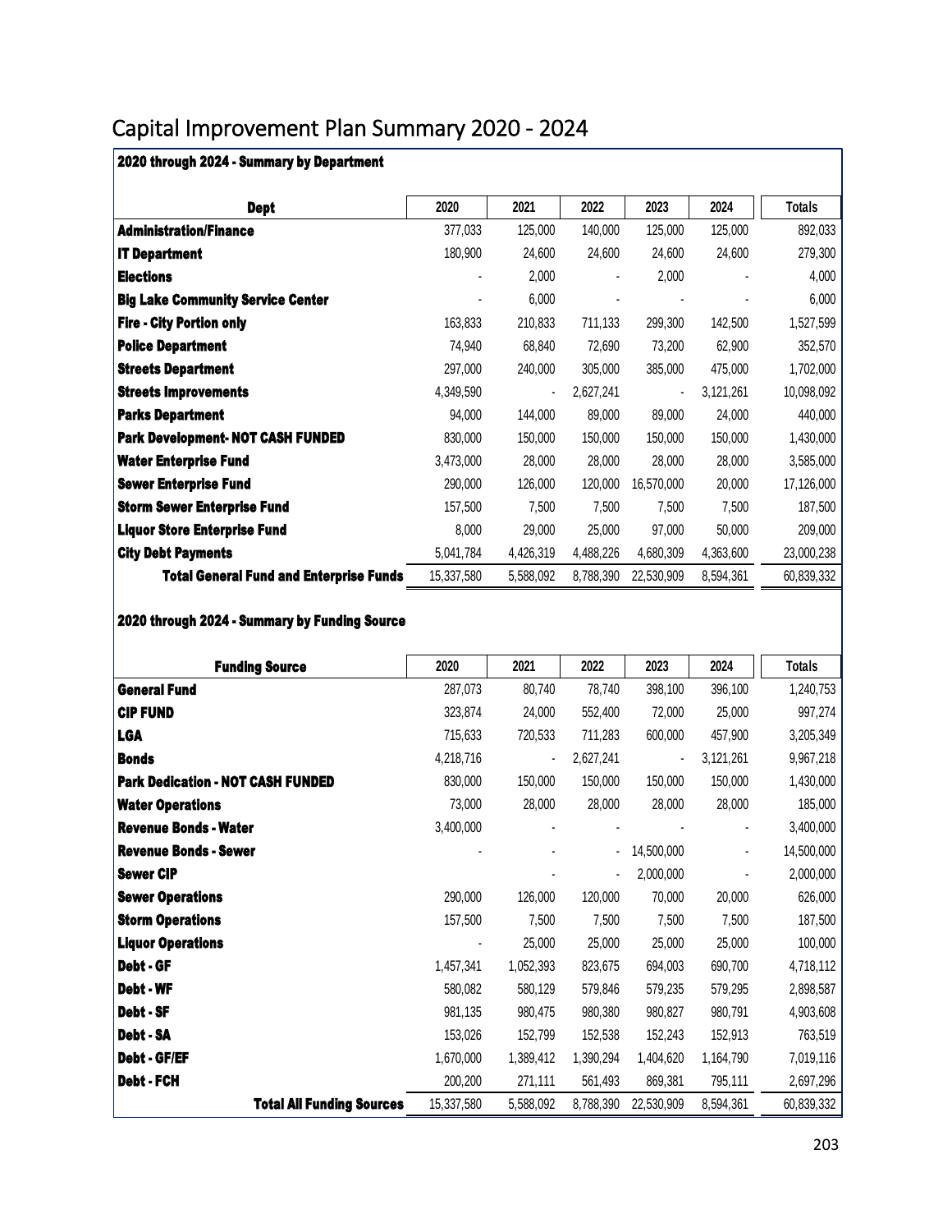# Capital Improvement Plan Summary 2020 - 2024

**2020 through 2024 - Summary by Department**

| Dept | 2020 | 2021 | 2022 | 2023 | 2024 | Totals |
|---|---|---|---|---|---|---|
| **Administration/Finance** | 377,033 | 125,000 | 140,000 | 125,000 | 125,000 | 892,033 |
| **IT Department** | 180,900 | 24,600 | 24,600 | 24,600 | 24,600 | 279,300 |
| **Elections** | - | 2,000 | - | 2,000 | - | 4,000 |
| **Big Lake Community Service Center** | - | 6,000 | - | - | - | 6,000 |
| **Fire - City Portion only** | 163,833 | 210,833 | 711,133 | 299,300 | 142,500 | 1,527,599 |
| **Police Department** | 74,940 | 68,840 | 72,690 | 73,200 | 62,900 | 352,570 |
| **Streets Department** | 297,000 | 240,000 | 305,000 | 385,000 | 475,000 | 1,702,000 |
| **Streets Improvements** | 4,349,590 | - | 2,627,241 | - | 3,121,261 | 10,098,092 |
| **Parks Department** | 94,000 | 144,000 | 89,000 | 89,000 | 24,000 | 440,000 |
| **Park Development- NOT CASH FUNDED** | 830,000 | 150,000 | 150,000 | 150,000 | 150,000 | 1,430,000 |
| **Water Enterprise Fund** | 3,473,000 | 28,000 | 28,000 | 28,000 | 28,000 | 3,585,000 |
| **Sewer Enterprise Fund** | 290,000 | 126,000 | 120,000 | 16,570,000 | 20,000 | 17,126,000 |
| **Storm Sewer Enterprise Fund** | 157,500 | 7,500 | 7,500 | 7,500 | 7,500 | 187,500 |
| **Liquor Store Enterprise Fund** | 8,000 | 29,000 | 25,000 | 97,000 | 50,000 | 209,000 |
| **City Debt Payments** | 5,041,784 | 4,426,319 | 4,488,226 | 4,680,309 | 4,363,600 | 23,000,238 |
| **Total General Fund and Enterprise Funds** | 15,337,580 | 5,588,092 | 8,788,390 | 22,530,909 | 8,594,361 | 60,839,332 |

**2020 through 2024 - Summary by Funding Source**

| Funding Source | 2020 | 2021 | 2022 | 2023 | 2024 | Totals |
|---|---|---|---|---|---|---|
| **General Fund** | 287,073 | 80,740 | 78,740 | 398,100 | 396,100 | 1,240,753 |
| **CIP FUND** | 323,874 | 24,000 | 552,400 | 72,000 | 25,000 | 997,274 |
| **LGA** | 715,633 | 720,533 | 711,283 | 600,000 | 457,900 | 3,205,349 |
| **Bonds** | 4,218,716 | - | 2,627,241 | - | 3,121,261 | 9,967,218 |
| **Park Dedication - NOT CASH FUNDED** | 830,000 | 150,000 | 150,000 | 150,000 | 150,000 | 1,430,000 |
| **Water Operations** | 73,000 | 28,000 | 28,000 | 28,000 | 28,000 | 185,000 |
| **Revenue Bonds - Water** | 3,400,000 | - | - | - | - | 3,400,000 |
| **Revenue Bonds - Sewer** | - | - | - | 14,500,000 | - | 14,500,000 |
| **Sewer CIP** | | - | - | 2,000,000 | - | 2,000,000 |
| **Sewer Operations** | 290,000 | 126,000 | 120,000 | 70,000 | 20,000 | 626,000 |
| **Storm Operations** | 157,500 | 7,500 | 7,500 | 7,500 | 7,500 | 187,500 |
| **Liquor Operations** | - | 25,000 | 25,000 | 25,000 | 25,000 | 100,000 |
| **Debt - GF** | 1,457,341 | 1,052,393 | 823,675 | 694,003 | 690,700 | 4,718,112 |
| **Debt - WF** | 580,082 | 580,129 | 579,846 | 579,235 | 579,295 | 2,898,587 |
| **Debt - SF** | 981,135 | 980,475 | 980,380 | 980,827 | 980,791 | 4,903,608 |
| **Debt - SA** | 153,026 | 152,799 | 152,538 | 152,243 | 152,913 | 763,519 |
| **Debt - GF/EF** | 1,670,000 | 1,389,412 | 1,390,294 | 1,404,620 | 1,164,790 | 7,019,116 |
| **Debt - FCH** | 200,200 | 271,111 | 561,493 | 869,381 | 795,111 | 2,697,296 |
| **Total All Funding Sources** | 15,337,580 | 5,588,092 | 8,788,390 | 22,530,909 | 8,594,361 | 60,839,332 |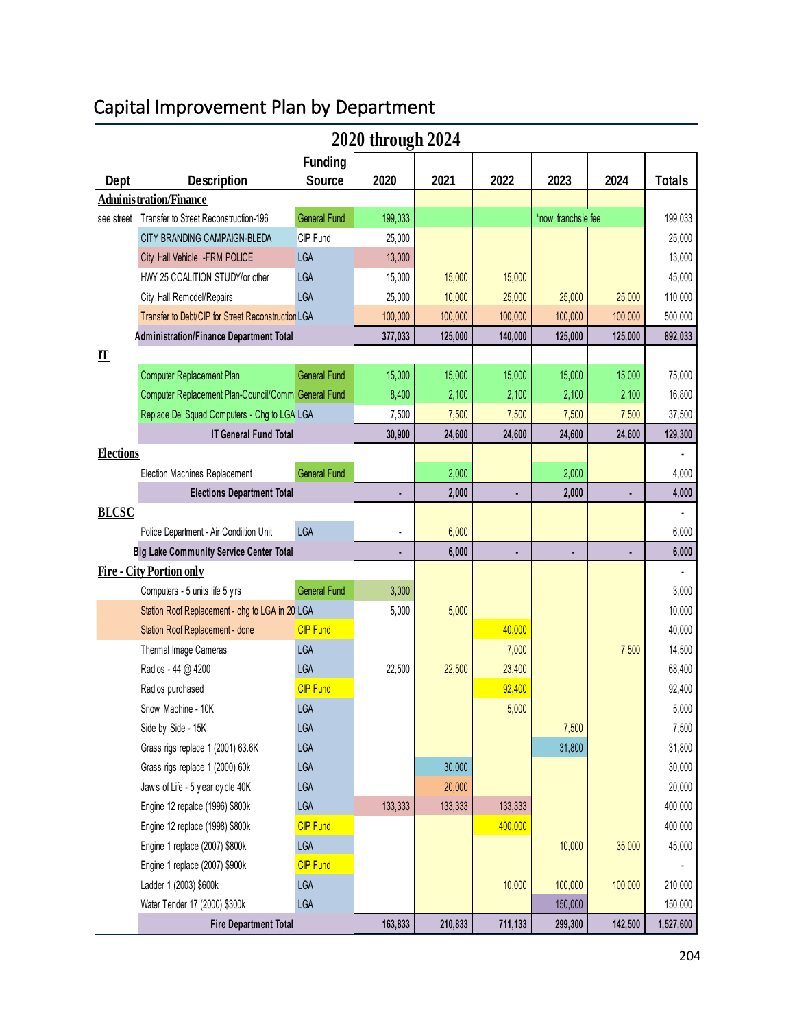# Capital Improvement Plan by Department

| Dept | Description | Funding Source | 2020 | 2021 | 2022 | 2023 | 2024 | Totals |
|---|---|---|---|---|---|---|---|---|
| | | | **2020 through 2024** | | | | | |
| **Administration/Finance** | | | | | | | | |
| see street | Transfer to Street Reconstruction-196 | General Fund | 199,033 | | | *now franchsie fee | | 199,033 |
| | CITY BRANDING CAMPAIGN-BLEDA | CIP Fund | 25,000 | | | | | 25,000 |
| | City Hall Vehicle -FRM POLICE | LGA | 13,000 | | | | | 13,000 |
| | HWY 25 COALITION STUDY/or other | LGA | 15,000 | 15,000 | 15,000 | | | 45,000 |
| | City Hall Remodel/Repairs | LGA | 25,000 | 10,000 | 25,000 | 25,000 | 25,000 | 110,000 |
| | Transfer to Debt/CIP for Street Reconstruction | LGA | 100,000 | 100,000 | 100,000 | 100,000 | 100,000 | 500,000 |
| | **Administration/Finance Department Total** | | **377,033** | **125,000** | **140,000** | **125,000** | **125,000** | **892,033** |
| **IT** | | | | | | | | |
| | Computer Replacement Plan | General Fund | 15,000 | 15,000 | 15,000 | 15,000 | 15,000 | 75,000 |
| | Computer Replacement Plan-Council/Comm | General Fund | 8,400 | 2,100 | 2,100 | 2,100 | 2,100 | 16,800 |
| | Replace Del Squad Computers - Chg to LGA | LGA | 7,500 | 7,500 | 7,500 | 7,500 | 7,500 | 37,500 |
| | **IT General Fund Total** | | **30,900** | **24,600** | **24,600** | **24,600** | **24,600** | **129,300** |
| **Elections** | | | | | | | | - |
| | Election Machines Replacement | General Fund | | 2,000 | | 2,000 | | 4,000 |
| | **Elections Department Total** | | **-** | **2,000** | **-** | **2,000** | **-** | **4,000** |
| **BLCSC** | | | | | | | | - |
| | Police Department - Air Condiition Unit | LGA | - | 6,000 | | | | 6,000 |
| | **Big Lake Community Service Center Total** | | **-** | **6,000** | **-** | **-** | **-** | **6,000** |
| **Fire - City Portion only** | | | | | | | | - |
| | Computers - 5 units life 5 yrs | General Fund | 3,000 | | | | | 3,000 |
| | Station Roof Replacement - chg to LGA in 20 | LGA | 5,000 | 5,000 | | | | 10,000 |
| | Station Roof Replacement - done | CIP Fund | | | 40,000 | | | 40,000 |
| | Thermal Image Cameras | LGA | | | 7,000 | | 7,500 | 14,500 |
| | Radios - 44 @ 4200 | LGA | 22,500 | 22,500 | 23,400 | | | 68,400 |
| | Radios purchased | CIP Fund | | | 92,400 | | | 92,400 |
| | Snow Machine - 10K | LGA | | | 5,000 | | | 5,000 |
| | Side by Side - 15K | LGA | | | | 7,500 | | 7,500 |
| | Grass rigs replace 1 (2001) 63.6K | LGA | | | | 31,800 | | 31,800 |
| | Grass rigs replace 1 (2000) 60k | LGA | | 30,000 | | | | 30,000 |
| | Jaws of Life - 5 year cycle 40K | LGA | | 20,000 | | | | 20,000 |
| | Engine 12 repalce (1996) $800k | LGA | 133,333 | 133,333 | 133,333 | | | 400,000 |
| | Engine 12 replace (1998) $800k | CIP Fund | | | 400,000 | | | 400,000 |
| | Engine 1 replace (2007) $800k | LGA | | | | 10,000 | 35,000 | 45,000 |
| | Engine 1 replace (2007) $900k | CIP Fund | | | | | | - |
| | Ladder 1 (2003) $600k | LGA | | | 10,000 | 100,000 | 100,000 | 210,000 |
| | Water Tender 17 (2000) $300k | LGA | | | | 150,000 | | 150,000 |
| | **Fire Department Total** | | **163,833** | **210,833** | **711,133** | **299,300** | **142,500** | **1,527,600** |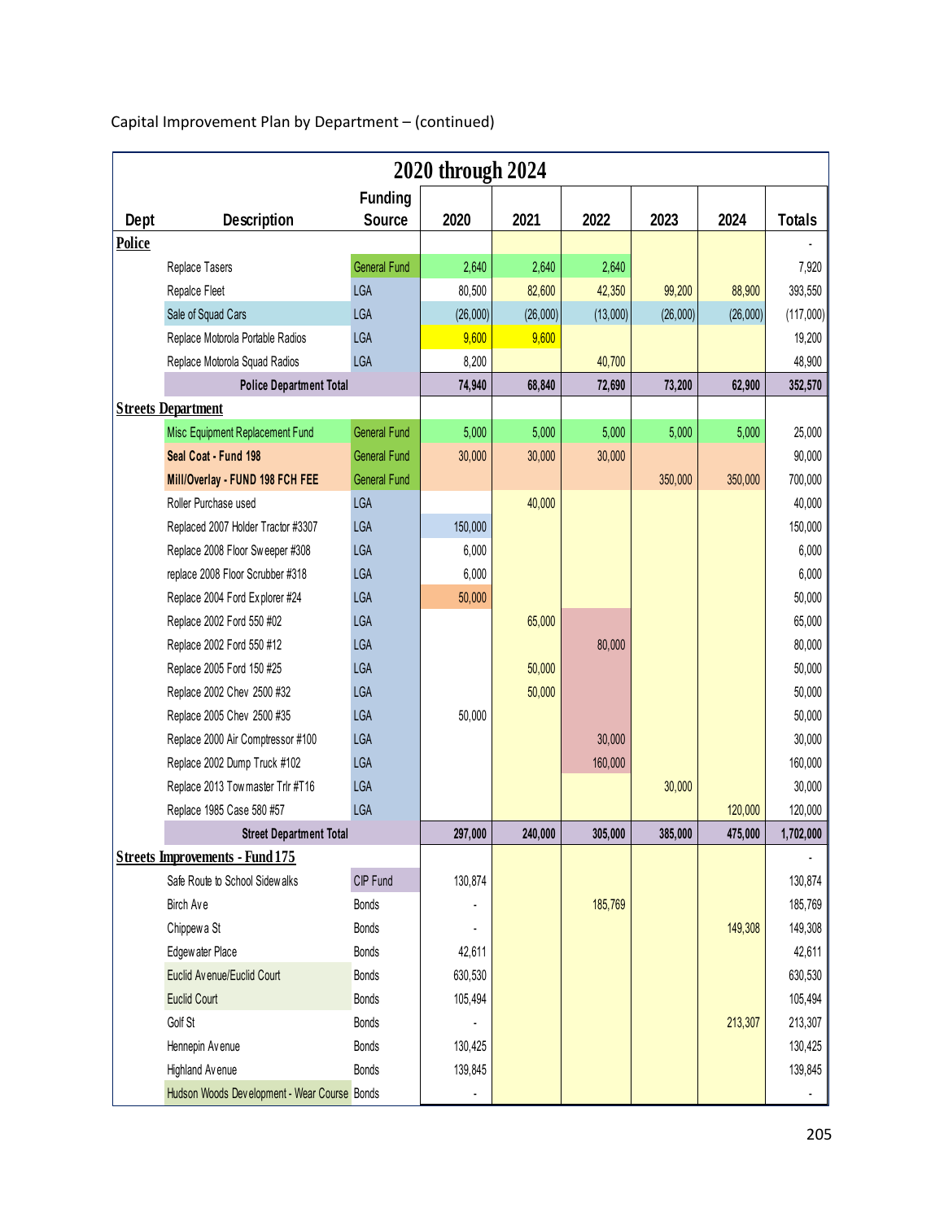Capital Improvement Plan by Department – (continued)

| 2020 through 2024 | | | | | | | | |
|---|---|---|---|---|---|---|---|---|
| Dept | Description | Funding Source | 2020 | 2021 | 2022 | 2023 | 2024 | Totals |
| **Police** | | | | | | | | - |
| | Replace Tasers | General Fund | 2,640 | 2,640 | 2,640 | | | 7,920 |
| | Repalce Fleet | LGA | 80,500 | 82,600 | 42,350 | 99,200 | 88,900 | 393,550 |
| | Sale of Squad Cars | LGA | (26,000) | (26,000) | (13,000) | (26,000) | (26,000) | (117,000) |
| | Replace Motorola Portable Radios | LGA | 9,600 | 9,600 | | | | 19,200 |
| | Replace Motorola Squad Radios | LGA | 8,200 | | 40,700 | | | 48,900 |
| | **Police Department Total** | | **74,940** | **68,840** | **72,690** | **73,200** | **62,900** | **352,570** |
| **Streets Department** | | | | | | | | |
| | Misc Equipment Replacement Fund | General Fund | 5,000 | 5,000 | 5,000 | 5,000 | 5,000 | 25,000 |
| | **Seal Coat - Fund 198** | General Fund | 30,000 | 30,000 | 30,000 | | | 90,000 |
| | **Mill/Overlay - FUND 198 FCH FEE** | General Fund | | | | 350,000 | 350,000 | 700,000 |
| | Roller Purchase used | LGA | | 40,000 | | | | 40,000 |
| | Replaced 2007 Holder Tractor #3307 | LGA | 150,000 | | | | | 150,000 |
| | Replace 2008 Floor Sweeper #308 | LGA | 6,000 | | | | | 6,000 |
| | replace 2008 Floor Scrubber #318 | LGA | 6,000 | | | | | 6,000 |
| | Replace 2004 Ford Explorer #24 | LGA | 50,000 | | | | | 50,000 |
| | Replace 2002 Ford 550 #02 | LGA | | 65,000 | | | | 65,000 |
| | Replace 2002 Ford 550 #12 | LGA | | | 80,000 | | | 80,000 |
| | Replace 2005 Ford 150 #25 | LGA | | 50,000 | | | | 50,000 |
| | Replace 2002 Chev 2500 #32 | LGA | | 50,000 | | | | 50,000 |
| | Replace 2005 Chev 2500 #35 | LGA | 50,000 | | | | | 50,000 |
| | Replace 2000 Air Comptressor #100 | LGA | | | 30,000 | | | 30,000 |
| | Replace 2002 Dump Truck #102 | LGA | | | 160,000 | | | 160,000 |
| | Replace 2013 Towmaster Trlr #T16 | LGA | | | | 30,000 | | 30,000 |
| | Replace 1985 Case 580 #57 | LGA | | | | | 120,000 | 120,000 |
| | **Street Department Total** | | **297,000** | **240,000** | **305,000** | **385,000** | **475,000** | **1,702,000** |
| **Streets Improvements - Fund 175** | | | | | | | | - |
| | Safe Route to School Sidewalks | CIP Fund | 130,874 | | | | | 130,874 |
| | Birch Ave | Bonds | - | | 185,769 | | | 185,769 |
| | Chippewa St | Bonds | - | | | | 149,308 | 149,308 |
| | Edgewater Place | Bonds | 42,611 | | | | | 42,611 |
| | Euclid Avenue/Euclid Court | Bonds | 630,530 | | | | | 630,530 |
| | Euclid Court | Bonds | 105,494 | | | | | 105,494 |
| | Golf St | Bonds | - | | | | 213,307 | 213,307 |
| | Hennepin Avenue | Bonds | 130,425 | | | | | 130,425 |
| | Highland Avenue | Bonds | 139,845 | | | | | 139,845 |
| | Hudson Woods Development - Wear Course | Bonds | - | | | | | - |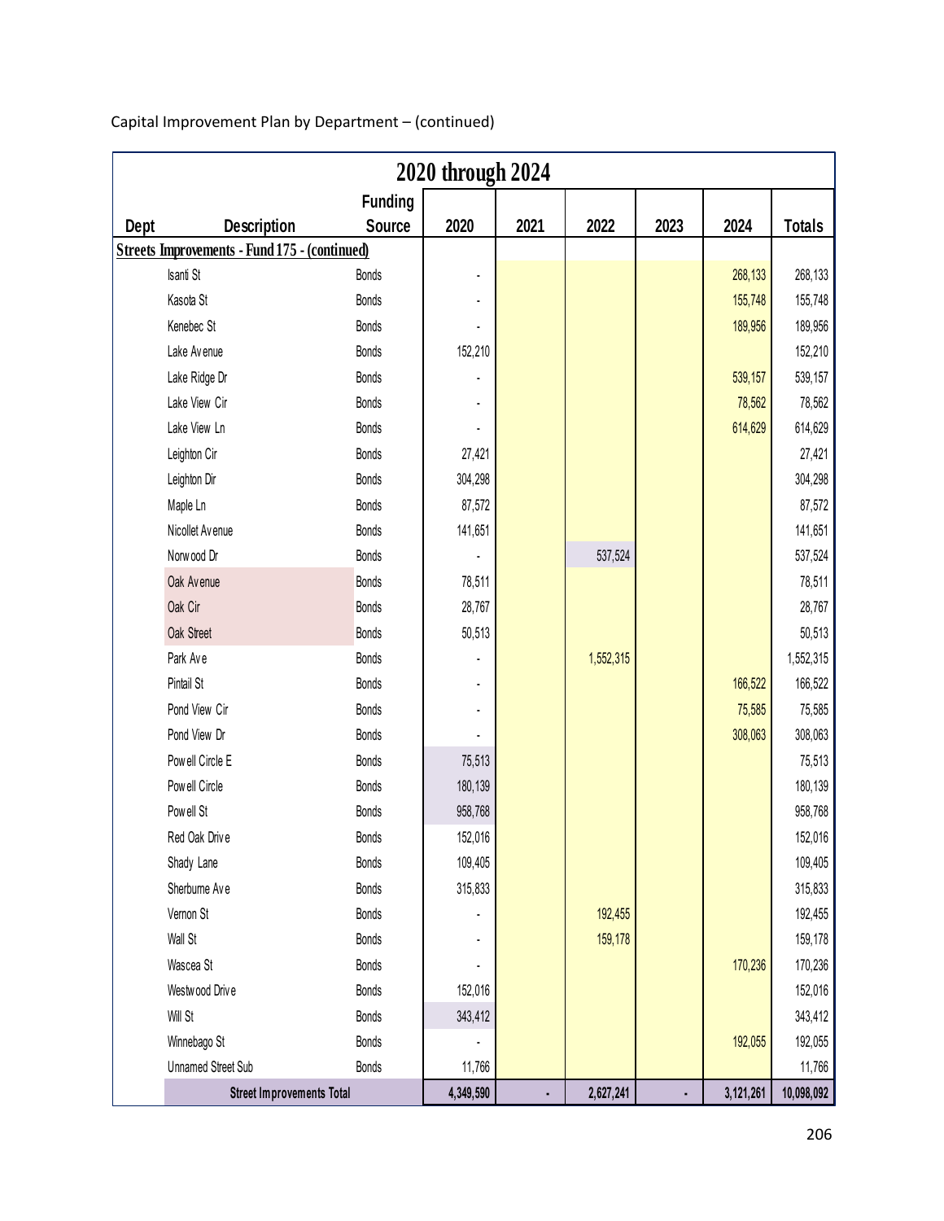Capital Improvement Plan by Department – (continued)

| 2020 through 2024 | | | | | | | | |
|---|---|---|---|---|---|---|---|---|
| Dept | Description | Funding Source | 2020 | 2021 | 2022 | 2023 | 2024 | Totals |
| **Streets Improvements - Fund 175 - (continued)** | | | | | | | | |
| | Isanti St | Bonds | - | | | | 268,133 | 268,133 |
| | Kasota St | Bonds | - | | | | 155,748 | 155,748 |
| | Kenebec St | Bonds | - | | | | 189,956 | 189,956 |
| | Lake Avenue | Bonds | 152,210 | | | | | 152,210 |
| | Lake Ridge Dr | Bonds | - | | | | 539,157 | 539,157 |
| | Lake View Cir | Bonds | - | | | | 78,562 | 78,562 |
| | Lake View Ln | Bonds | - | | | | 614,629 | 614,629 |
| | Leighton Cir | Bonds | 27,421 | | | | | 27,421 |
| | Leighton Dir | Bonds | 304,298 | | | | | 304,298 |
| | Maple Ln | Bonds | 87,572 | | | | | 87,572 |
| | Nicollet Avenue | Bonds | 141,651 | | | | | 141,651 |
| | Norwood Dr | Bonds | - | | 537,524 | | | 537,524 |
| | Oak Avenue | Bonds | 78,511 | | | | | 78,511 |
| | Oak Cir | Bonds | 28,767 | | | | | 28,767 |
| | Oak Street | Bonds | 50,513 | | | | | 50,513 |
| | Park Ave | Bonds | - | | 1,552,315 | | | 1,552,315 |
| | Pintail St | Bonds | - | | | | 166,522 | 166,522 |
| | Pond View Cir | Bonds | - | | | | 75,585 | 75,585 |
| | Pond View Dr | Bonds | - | | | | 308,063 | 308,063 |
| | Powell Circle E | Bonds | 75,513 | | | | | 75,513 |
| | Powell Circle | Bonds | 180,139 | | | | | 180,139 |
| | Powell St | Bonds | 958,768 | | | | | 958,768 |
| | Red Oak Drive | Bonds | 152,016 | | | | | 152,016 |
| | Shady Lane | Bonds | 109,405 | | | | | 109,405 |
| | Sherburne Ave | Bonds | 315,833 | | | | | 315,833 |
| | Vernon St | Bonds | - | | 192,455 | | | 192,455 |
| | Wall St | Bonds | - | | 159,178 | | | 159,178 |
| | Wascea St | Bonds | - | | | | 170,236 | 170,236 |
| | Westwood Drive | Bonds | 152,016 | | | | | 152,016 |
| | Will St | Bonds | 343,412 | | | | | 343,412 |
| | Winnebago St | Bonds | - | | | | 192,055 | 192,055 |
| | Unnamed Street Sub | Bonds | 11,766 | | | | | 11,766 |
| | **Street Improvements Total** | | **4,349,590** | **-** | **2,627,241** | **-** | **3,121,261** | **10,098,092** |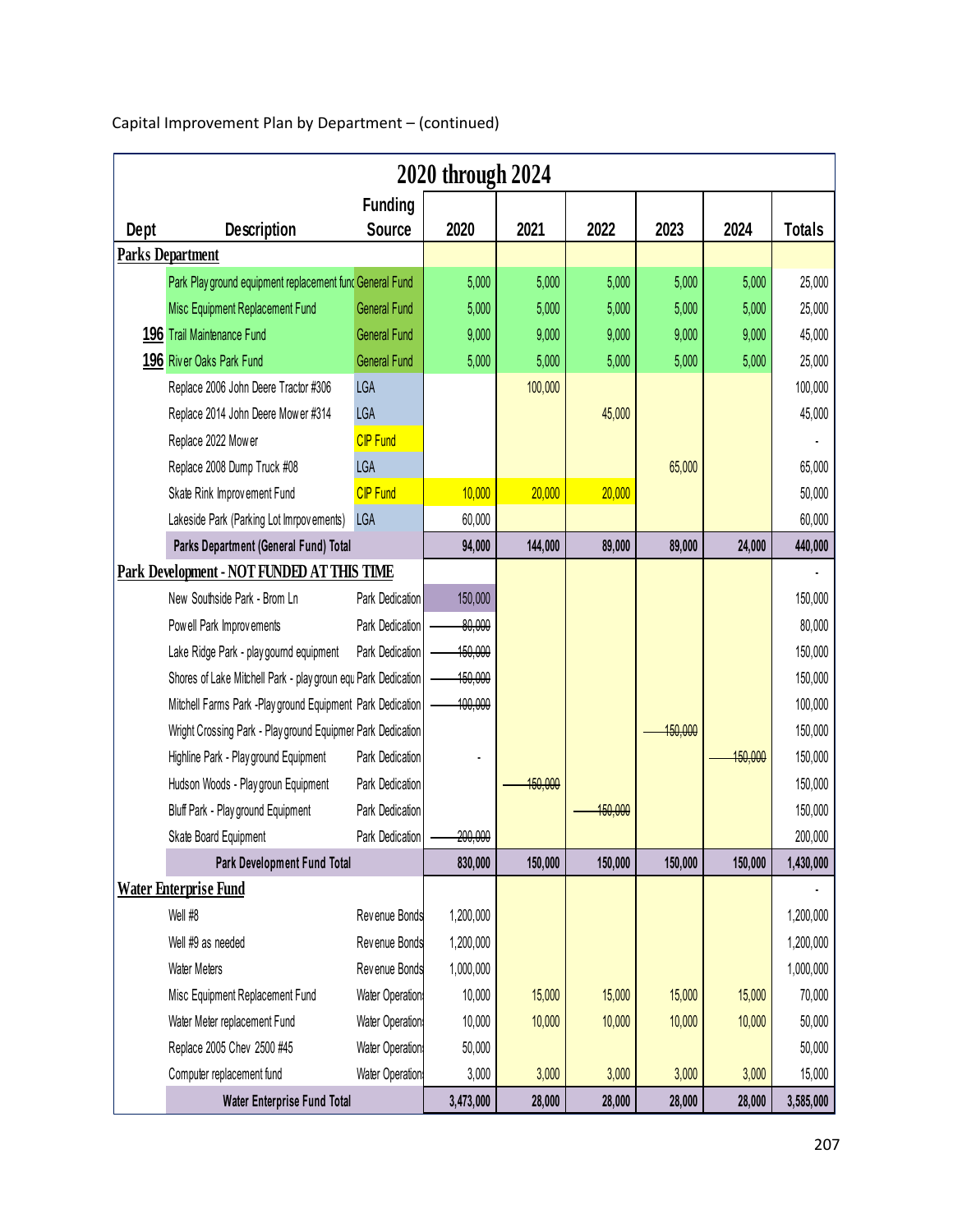Capital Improvement Plan by Department – (continued)

| 2020 through 2024 | | | | | | | | |
|---|---|---|---|---|---|---|---|---|
| Dept | Description | Funding Source | 2020 | 2021 | 2022 | 2023 | 2024 | Totals |
| **Parks Department** | | | | | | | | |
| | Park Playground equipment replacement fund | General Fund | 5,000 | 5,000 | 5,000 | 5,000 | 5,000 | 25,000 |
| | Misc Equipment Replacement Fund | General Fund | 5,000 | 5,000 | 5,000 | 5,000 | 5,000 | 25,000 |
| 196 | Trail Maintenance Fund | General Fund | 9,000 | 9,000 | 9,000 | 9,000 | 9,000 | 45,000 |
| 196 | River Oaks Park Fund | General Fund | 5,000 | 5,000 | 5,000 | 5,000 | 5,000 | 25,000 |
| | Replace 2006 John Deere Tractor #306 | LGA | | 100,000 | | | | 100,000 |
| | Replace 2014 John Deere Mower #314 | LGA | | | 45,000 | | | 45,000 |
| | Replace 2022 Mower | CIP Fund | | | | | | - |
| | Replace 2008 Dump Truck #08 | LGA | | | | 65,000 | | 65,000 |
| | Skate Rink Improvement Fund | CIP Fund | 10,000 | 20,000 | 20,000 | | | 50,000 |
| | Lakeside Park (Parking Lot Imrpovements) | LGA | 60,000 | | | | | 60,000 |
| | **Parks Department (General Fund) Total** | | **94,000** | **144,000** | **89,000** | **89,000** | **24,000** | **440,000** |
| **Park Development - NOT FUNDED AT THIS TIME** | | | | | | | | - |
| | New Southside Park - Brom Ln | Park Dedication | 150,000 | | | | | 150,000 |
| | Powell Park Improvements | Park Dedication | ~~80,000~~ | | | | | 80,000 |
| | Lake Ridge Park - playgournd equipment | Park Dedication | ~~150,000~~ | | | | | 150,000 |
| | Shores of Lake Mitchell Park - playgroun equ | Park Dedication | ~~150,000~~ | | | | | 150,000 |
| | Mitchell Farms Park -Playground Equipment | Park Dedication | ~~100,000~~ | | | | | 100,000 |
| | Wright Crossing Park - Playground Equipmer | Park Dedication | | | | ~~150,000~~ | | 150,000 |
| | Highline Park - Playground Equipment | Park Dedication | - | | | | ~~150,000~~ | 150,000 |
| | Hudson Woods - Playgroun Equipment | Park Dedication | | ~~150,000~~ | | | | 150,000 |
| | Bluff Park - Playground Equipment | Park Dedication | | | ~~150,000~~ | | | 150,000 |
| | Skate Board Equipment | Park Dedication | ~~200,000~~ | | | | | 200,000 |
| | **Park Development Fund Total** | | **830,000** | **150,000** | **150,000** | **150,000** | **150,000** | **1,430,000** |
| **Water Enterprise Fund** | | | | | | | | - |
| | Well #8 | Revenue Bonds | 1,200,000 | | | | | 1,200,000 |
| | Well #9 as needed | Revenue Bonds | 1,200,000 | | | | | 1,200,000 |
| | Water Meters | Revenue Bonds | 1,000,000 | | | | | 1,000,000 |
| | Misc Equipment Replacement Fund | Water Operation | 10,000 | 15,000 | 15,000 | 15,000 | 15,000 | 70,000 |
| | Water Meter replacement Fund | Water Operation | 10,000 | 10,000 | 10,000 | 10,000 | 10,000 | 50,000 |
| | Replace 2005 Chev 2500 #45 | Water Operation | 50,000 | | | | | 50,000 |
| | Computer replacement fund | Water Operation | 3,000 | 3,000 | 3,000 | 3,000 | 3,000 | 15,000 |
| | **Water Enterprise Fund Total** | | **3,473,000** | **28,000** | **28,000** | **28,000** | **28,000** | **3,585,000** |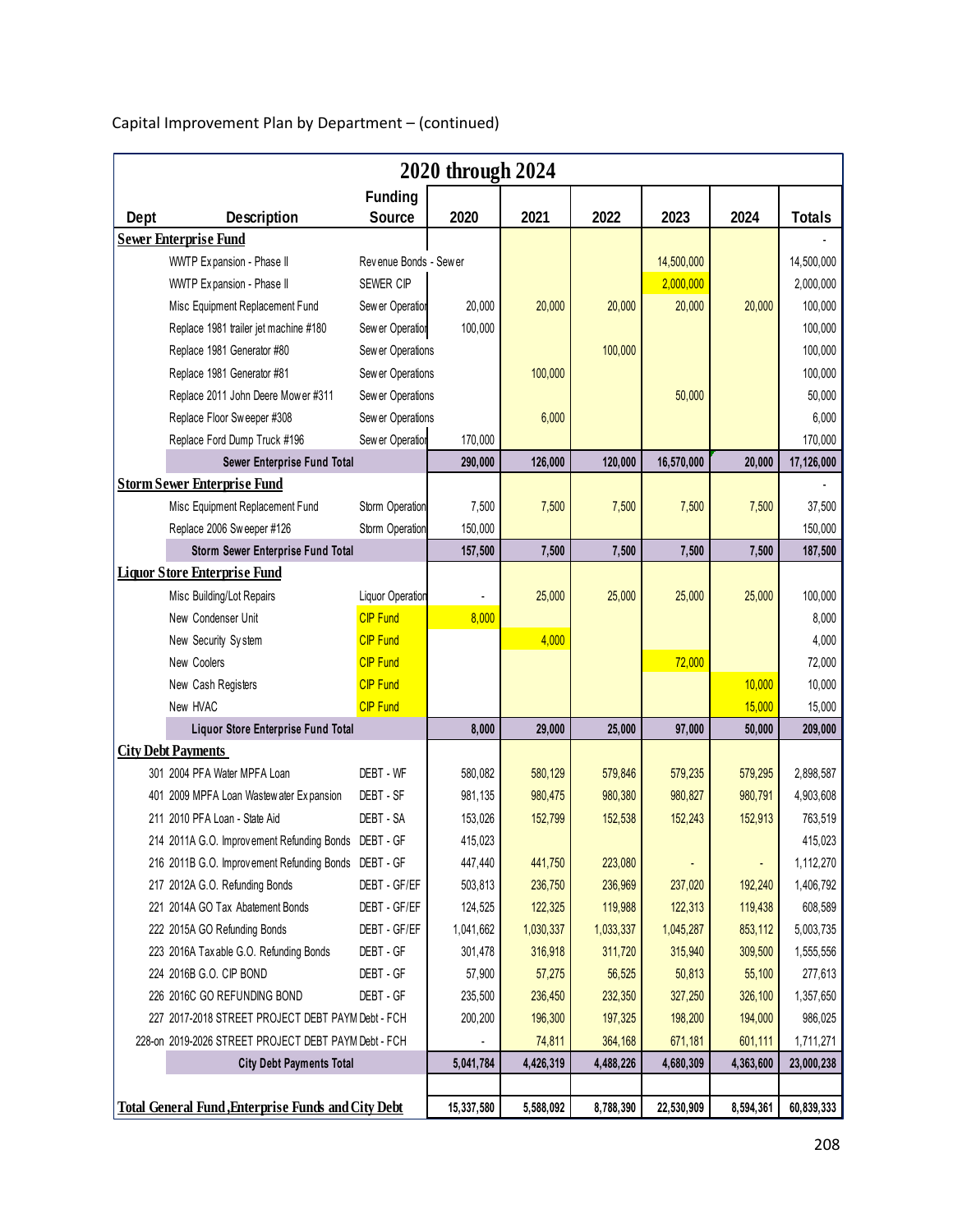Capital Improvement Plan by Department – (continued)

| 2020 through 2024 | | | | | | | | |
|---|---|---|---|---|---|---|---|---|
| Dept | Description | Funding Source | 2020 | 2021 | 2022 | 2023 | 2024 | Totals |
| **Sewer Enterprise Fund** | | | | | | | | - |
| | WWTP Expansion - Phase II | Revenue Bonds - Sewer | | | | 14,500,000 | | 14,500,000 |
| | WWTP Expansion - Phase II | SEWER CIP | | | | 2,000,000 | | 2,000,000 |
| | Misc Equipment Replacement Fund | Sewer Operation | 20,000 | 20,000 | 20,000 | 20,000 | 20,000 | 100,000 |
| | Replace 1981 trailer jet machine #180 | Sewer Operation | 100,000 | | | | | 100,000 |
| | Replace 1981 Generator #80 | Sewer Operations | | | 100,000 | | | 100,000 |
| | Replace 1981 Generator #81 | Sewer Operations | | 100,000 | | | | 100,000 |
| | Replace 2011 John Deere Mower #311 | Sewer Operations | | | | 50,000 | | 50,000 |
| | Replace Floor Sweeper #308 | Sewer Operations | | 6,000 | | | | 6,000 |
| | Replace Ford Dump Truck #196 | Sewer Operation | 170,000 | | | | | 170,000 |
| | **Sewer Enterprise Fund Total** | | **290,000** | **126,000** | **120,000** | **16,570,000** | **20,000** | **17,126,000** |
| **Storm Sewer Enterprise Fund** | | | | | | | | - |
| | Misc Equipment Replacement Fund | Storm Operation | 7,500 | 7,500 | 7,500 | 7,500 | 7,500 | 37,500 |
| | Replace 2006 Sweeper #126 | Storm Operation | 150,000 | | | | | 150,000 |
| | **Storm Sewer Enterprise Fund Total** | | **157,500** | **7,500** | **7,500** | **7,500** | **7,500** | **187,500** |
| **Liquor Store Enterprise Fund** | | | | | | | | |
| | Misc Building/Lot Repairs | Liquor Operation | - | 25,000 | 25,000 | 25,000 | 25,000 | 100,000 |
| | New Condenser Unit | CIP Fund | 8,000 | | | | | 8,000 |
| | New Security System | CIP Fund | | 4,000 | | | | 4,000 |
| | New Coolers | CIP Fund | | | | 72,000 | | 72,000 |
| | New Cash Registers | CIP Fund | | | | | 10,000 | 10,000 |
| | New HVAC | CIP Fund | | | | | 15,000 | 15,000 |
| | **Liquor Store Enterprise Fund Total** | | **8,000** | **29,000** | **25,000** | **97,000** | **50,000** | **209,000** |
| **City Debt Payments** | | | | | | | | |
| 301 | 2004 PFA Water MPFA Loan | DEBT - WF | 580,082 | 580,129 | 579,846 | 579,235 | 579,295 | 2,898,587 |
| 401 | 2009 MPFA Loan Wastewater Expansion | DEBT - SF | 981,135 | 980,475 | 980,380 | 980,827 | 980,791 | 4,903,608 |
| 211 | 2010 PFA Loan - State Aid | DEBT - SA | 153,026 | 152,799 | 152,538 | 152,243 | 152,913 | 763,519 |
| 214 | 2011A G.O. Improvement Refunding Bonds | DEBT - GF | 415,023 | | | | | 415,023 |
| 216 | 2011B G.O. Improvement Refunding Bonds | DEBT - GF | 447,440 | 441,750 | 223,080 | - | - | 1,112,270 |
| 217 | 2012A G.O. Refunding Bonds | DEBT - GF/EF | 503,813 | 236,750 | 236,969 | 237,020 | 192,240 | 1,406,792 |
| 221 | 2014A GO Tax Abatement Bonds | DEBT - GF/EF | 124,525 | 122,325 | 119,988 | 122,313 | 119,438 | 608,589 |
| 222 | 2015A GO Refunding Bonds | DEBT - GF/EF | 1,041,662 | 1,030,337 | 1,033,337 | 1,045,287 | 853,112 | 5,003,735 |
| 223 | 2016A Taxable G.O. Refunding Bonds | DEBT - GF | 301,478 | 316,918 | 311,720 | 315,940 | 309,500 | 1,555,556 |
| 224 | 2016B G.O. CIP BOND | DEBT - GF | 57,900 | 57,275 | 56,525 | 50,813 | 55,100 | 277,613 |
| 226 | 2016C GO REFUNDING BOND | DEBT - GF | 235,500 | 236,450 | 232,350 | 327,250 | 326,100 | 1,357,650 |
| 227 | 2017-2018 STREET PROJECT DEBT PAYM | Debt - FCH | 200,200 | 196,300 | 197,325 | 198,200 | 194,000 | 986,025 |
| 228-on | 2019-2026 STREET PROJECT DEBT PAYM | Debt - FCH | - | 74,811 | 364,168 | 671,181 | 601,111 | 1,711,271 |
| | **City Debt Payments Total** | | **5,041,784** | **4,426,319** | **4,488,226** | **4,680,309** | **4,363,600** | **23,000,238** |
| **Total General Fund, Enterprise Funds and City Debt** | | | **15,337,580** | **5,588,092** | **8,788,390** | **22,530,909** | **8,594,361** | **60,839,333** |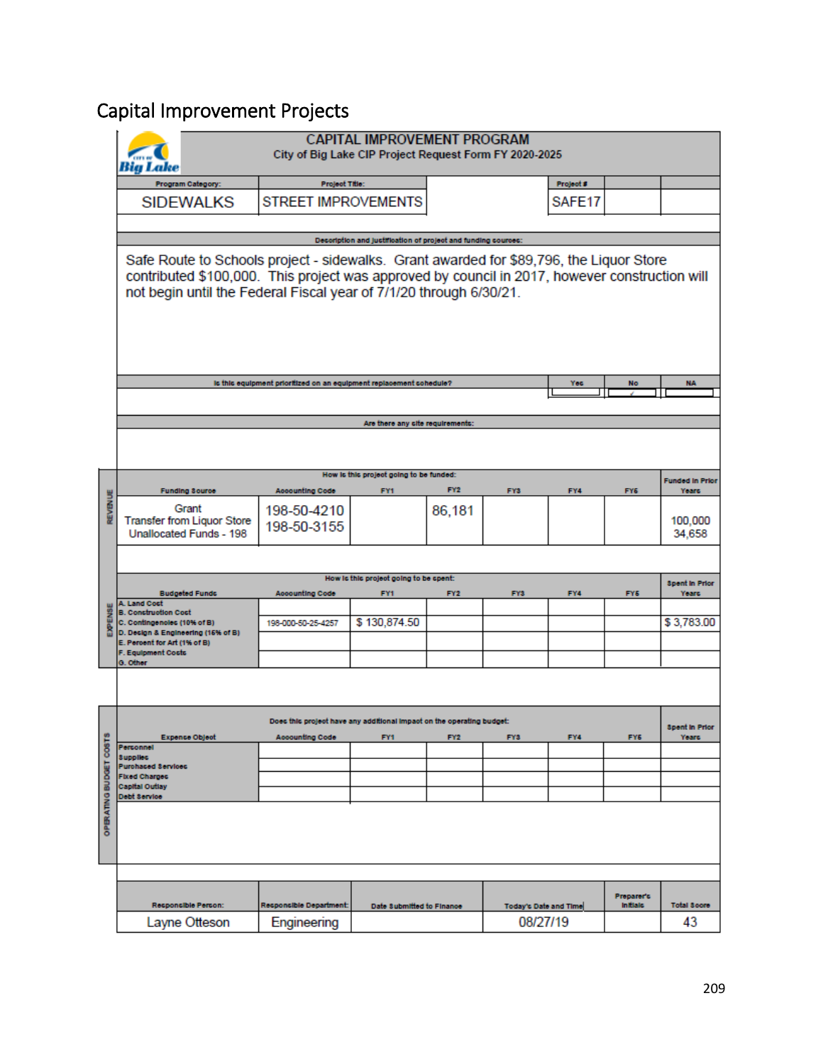# Capital Improvement Projects

## CAPITAL IMPROVEMENT PROGRAM

City of Big Lake CIP Project Request Form FY 2020-2025

| Program Category: | Project Title: | Project #: |
|---|---|---|
| SIDEWALKS | STREET IMPROVEMENTS | SAFE17 |

**Description and justification of project and funding sources:**

Safe Route to Schools project - sidewalks. Grant awarded for $89,796, the Liquor Store contributed $100,000. This project was approved by council in 2017, however construction will not begin until the Federal Fiscal year of 7/1/20 through 6/30/21.

| Is this equipment prioritized on an equipment replacement schedule? | Yes | No | NA |
|---|---|---|---|
| | | ✓ | |

**Are there any site requirements:**

**REVENUE**

How is this project going to be funded:

| Funding Source | Accounting Code | FY1 | FY2 | FY3 | FY4 | FY5 | Funded in Prior Years |
|---|---|---|---|---|---|---|---|
| Grant | 198-50-4210 | | 86,181 | | | | |
| Transfer from Liquor Store | 198-50-3155 | | | | | | 100,000 |
| Unallocated Funds - 198 | | | | | | | 34,658 |

**EXPENSE**

How is this project going to be spent:

| Budgeted Funds | Accounting Code | FY1 | FY2 | FY3 | FY4 | FY5 | Spent in Prior Years |
|---|---|---|---|---|---|---|---|
| A. Land Cost | | | | | | | |
| B. Construction Cost<br>C. Contingencies (10% of B) | 198-000-50-25-4257 | $ 130,874.50 | | | | | $ 3,783.00 |
| D. Design & Engineering (15% of B) | | | | | | | |
| E. Percent for Art (1% of B) | | | | | | | |
| F. Equipment Costs | | | | | | | |
| G. Other | | | | | | | |

**OPERATING BUDGET COSTS**

Does this project have any additional impact on the operating budget:

| Expense Object | Accounting Code | FY1 | FY2 | FY3 | FY4 | FY5 | Spent in Prior Years |
|---|---|---|---|---|---|---|---|
| Personnel | | | | | | | |
| Supplies | | | | | | | |
| Purchased Services | | | | | | | |
| Fixed Charges | | | | | | | |
| Capital Outlay | | | | | | | |
| Debt Service | | | | | | | |

| Responsible Person: | Responsible Department: | Date Submitted to Finance | Today's Date and Time | Preparer's Initials | Total Score |
|---|---|---|---|---|---|
| Layne Otteson | Engineering | | 08/27/19 | | 43 |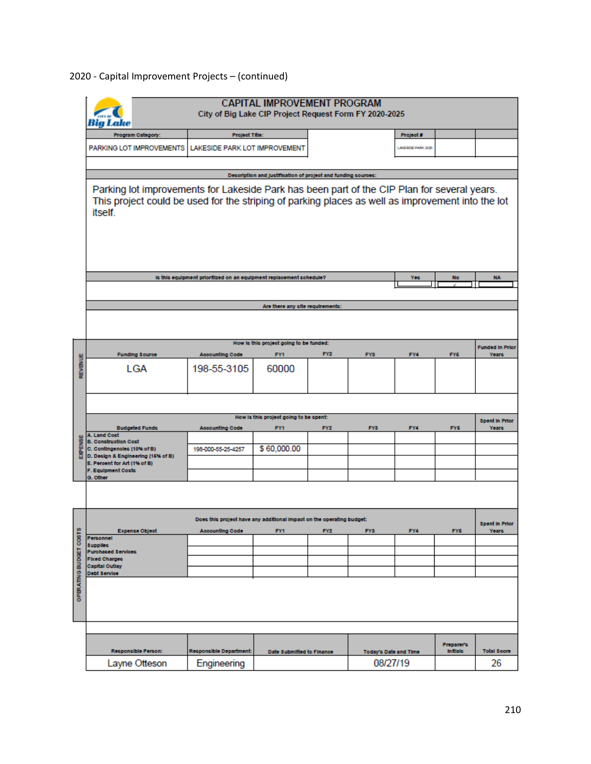2020 - Capital Improvement Projects – (continued)

# CAPITAL IMPROVEMENT PROGRAM

City of Big Lake CIP Project Request Form FY 2020-2025

| Program Category: | Project Title: | Project # |
|---|---|---|
| PARKING LOT IMPROVEMENTS | LAKESIDE PARK LOT IMPROVEMENT | LAKESIDE PARK 2020 |

**Description and justification of project and funding sources:**

Parking lot improvements for Lakeside Park has been part of the CIP Plan for several years. This project could be used for the striping of parking places as well as improvement into the lot itself.

| Is this equipment prioritized on an equipment replacement schedule? | Yes | No | NA |
|---|---|---|---|
| | | ✓ | |

**Are there any site requirements:**

**REVENUE**

How is this project going to be funded:

| Funding Source | Accounting Code | FY1 | FY2 | FY3 | FY4 | FY5 | Funded In Prior Years |
|---|---|---|---|---|---|---|---|
| LGA | 198-55-3105 | 60000 | | | | | |

**EXPENSE**

How is this project going to be spent:

| Budgeted Funds | Accounting Code | FY1 | FY2 | FY3 | FY4 | FY5 | Spent In Prior Years |
|---|---|---|---|---|---|---|---|
| A. Land Cost | | | | | | | |
| B. Construction Cost | | | | | | | |
| C. Contingencies (10% of B) | 198-000-55-25-4257 | $ 60,000.00 | | | | | |
| D. Design & Engineering (15% of B) | | | | | | | |
| E. Percent for Art (1% of B) | | | | | | | |
| F. Equipment Costs | | | | | | | |
| G. Other | | | | | | | |

**OPERATING BUDGET COSTS**

Does this project have any additional impact on the operating budget:

| Expense Object | Accounting Code | FY1 | FY2 | FY3 | FY4 | FY5 | Spent In Prior Years |
|---|---|---|---|---|---|---|---|
| Personnel | | | | | | | |
| Supplies | | | | | | | |
| Purchased Services | | | | | | | |
| Fixed Charges | | | | | | | |
| Capital Outlay | | | | | | | |
| Debt Service | | | | | | | |

| Responsible Person: | Responsible Department: | Date Submitted to Finance | Today's Date and Time | Preparer's Initials | Total Score |
|---|---|---|---|---|---|
| Layne Otteson | Engineering | | 08/27/19 | | 26 |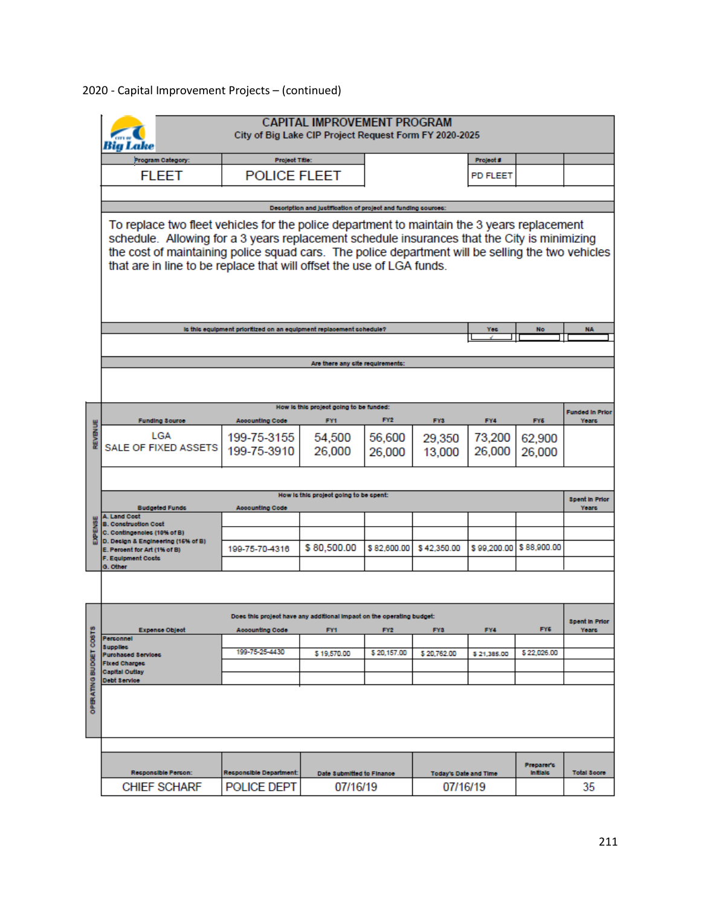2020 - Capital Improvement Projects – (continued)

## CAPITAL IMPROVEMENT PROGRAM

City of Big Lake CIP Project Request Form FY 2020-2025

| Program Category: | Project Title: | Project # |
|---|---|---|
| FLEET | POLICE FLEET | PD FLEET |

**Description and Justification of project and funding sources:**

To replace two fleet vehicles for the police department to maintain the 3 years replacement schedule. Allowing for a 3 years replacement schedule insurances that the City is minimizing the cost of maintaining police squad cars. The police department will be selling the two vehicles that are in line to be replace that will offset the use of LGA funds.

**Is this equipment prioritized on an equipment replacement schedule?** Yes ✓ / No / NA

**Are there any site requirements:**

**REVENUE – How is this project going to be funded:**

| Funding Source | Accounting Code | FY1 | FY2 | FY3 | FY4 | FY5 | Funded in Prior Years |
|---|---|---|---|---|---|---|---|
| LGA | 199-75-3155 | 54,500 | 56,600 | 29,350 | 73,200 | 62,900 | |
| SALE OF FIXED ASSETS | 199-75-3910 | 26,000 | 26,000 | 13,000 | 26,000 | 26,000 | |

**EXPENSE – How is this project going to be spent:**

| Budgeted Funds | Accounting Code | FY1 | FY2 | FY3 | FY4 | FY5 | Spent in Prior Years |
|---|---|---|---|---|---|---|---|
| A. Land Cost<br>B. Construction Cost<br>C. Contingencies (10% of B)<br>D. Design & Engineering (15% of B)<br>E. Percent for Art (1% of B)<br>F. Equipment Costs<br>G. Other | 199-75-70-4316 | $ 80,500.00 | $ 82,600.00 | $ 42,350.00 | $ 99,200.00 | $ 88,900.00 | |

**OPERATING BUDGET COSTS – Does this project have any additional impact on the operating budget:**

| Expense Object | Accounting Code | FY1 | FY2 | FY3 | FY4 | FY5 | Spent in Prior Years |
|---|---|---|---|---|---|---|---|
| Personnel<br>Supplies<br>Purchased Services<br>Fixed Charges<br>Capital Outlay<br>Debt Service | 199-75-25-4430 | $ 19,570.00 | $ 20,157.00 | $ 20,762.00 | $ 21,385.00 | $ 22,026.00 | |

| Responsible Person: | Responsible Department: | Date Submitted to Finance | Today's Date and Time | Preparer's Initials | Total Score |
|---|---|---|---|---|---|
| CHIEF SCHARF | POLICE DEPT | 07/16/19 | 07/16/19 | | 35 |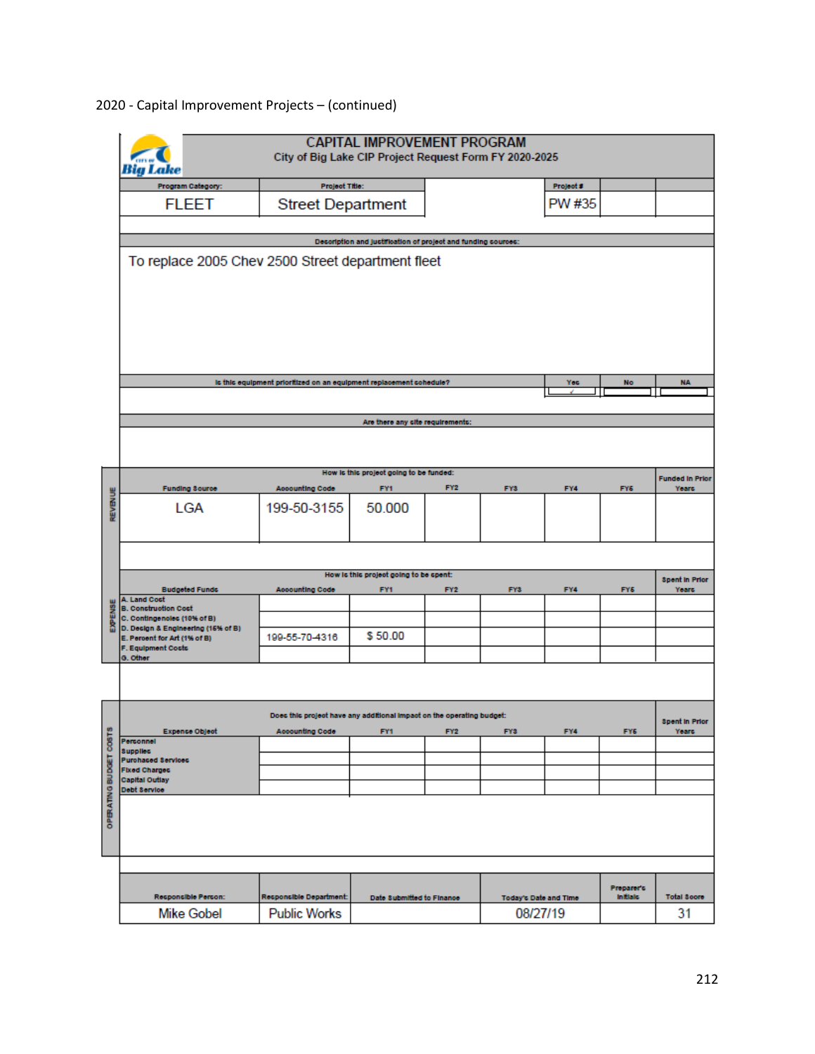2020 - Capital Improvement Projects – (continued)

# CAPITAL IMPROVEMENT PROGRAM

City of Big Lake CIP Project Request Form FY 2020-2025

| Program Category: | Project Title: | | Project # | | |
|---|---|---|---|---|---|
| FLEET | Street Department | | PW #35 | | |

**Description and justification of project and funding sources:**

To replace 2005 Chev 2500 Street department fleet

| Is this equipment prioritized on an equipment replacement schedule? | Yes | No | NA |
|---|---|---|---|
| | ✓ | | |

**Are there any site requirements:**

**REVENUE**

| Funding Source | Accounting Code | FY1 | FY2 | FY3 | FY4 | FY5 | Funded in Prior Years |
|---|---|---|---|---|---|---|---|
| LGA | 199-50-3155 | 50.000 | | | | | |

**EXPENSE**

| Budgeted Funds | Accounting Code | FY1 | FY2 | FY3 | FY4 | FY5 | Spent in Prior Years |
|---|---|---|---|---|---|---|---|
| A. Land Cost | | | | | | | |
| B. Construction Cost | | | | | | | |
| C. Contingencies (10% of B) | | | | | | | |
| D. Design & Engineering (15% of B) | | | | | | | |
| E. Percent for Art (1% of B) | 199-55-70-4316 | $ 50.00 | | | | | |
| F. Equipment Costs | | | | | | | |
| G. Other | | | | | | | |

**OPERATING BUDGET COSTS**

Does this project have any additional impact on the operating budget:

| Expense Object | Accounting Code | FY1 | FY2 | FY3 | FY4 | FY5 | Spent in Prior Years |
|---|---|---|---|---|---|---|---|
| Personnel | | | | | | | |
| Supplies | | | | | | | |
| Purchased Services | | | | | | | |
| Fixed Charges | | | | | | | |
| Capital Outlay | | | | | | | |
| Debt Service | | | | | | | |

| Responsible Person: | Responsible Department: | Date Submitted to Finance | Today's Date and Time | Preparer's Initials | Total Score |
|---|---|---|---|---|---|
| Mike Gobel | Public Works | | 08/27/19 | | 31 |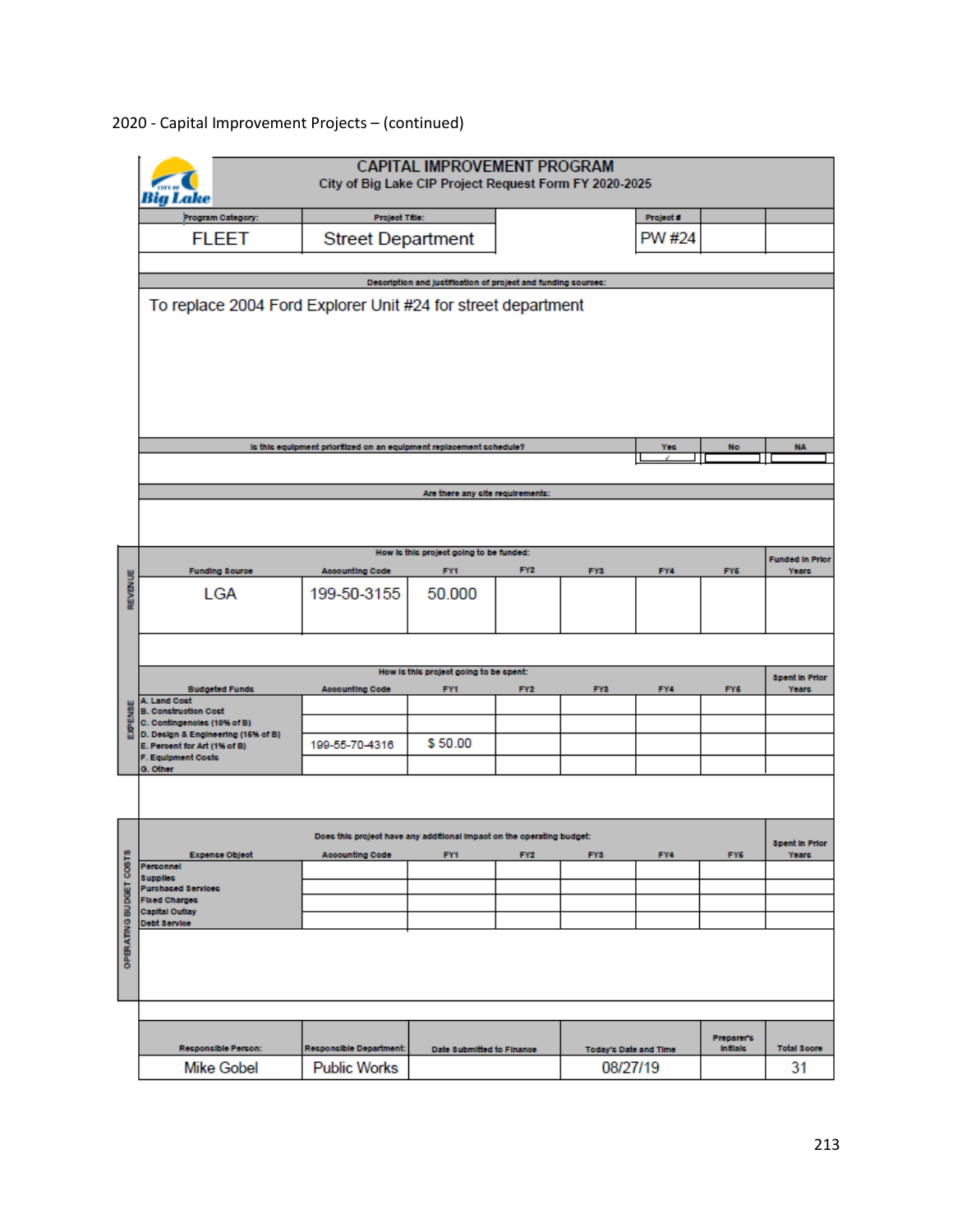2020 - Capital Improvement Projects – (continued)

## CAPITAL IMPROVEMENT PROGRAM

City of Big Lake CIP Project Request Form FY 2020-2025

| Program Category: | Project Title: | | Project # | | |
|---|---|---|---|---|---|
| FLEET | Street Department | | PW #24 | | |

**Description and justification of project and funding sources:**

To replace 2004 Ford Explorer Unit #24 for street department

| Is this equipment prioritized on an equipment replacement schedule? | Yes | No | NA |
|---|---|---|---|
| | ✓ | | |

**Are there any site requirements:**

**REVENUE**

How is this project going to be funded:

| Funding Source | Accounting Code | FY1 | FY2 | FY3 | FY4 | FY5 | Funded in Prior Years |
|---|---|---|---|---|---|---|---|
| LGA | 199-50-3155 | 50.000 | | | | | |

**EXPENSE**

How is this project going to be spent:

| Budgeted Funds | Accounting Code | FY1 | FY2 | FY3 | FY4 | FY5 | Spent in Prior Years |
|---|---|---|---|---|---|---|---|
| A. Land Cost | | | | | | | |
| B. Construction Cost | | | | | | | |
| C. Contingencies (10% of B) | | | | | | | |
| D. Design & Engineering (15% of B) | | | | | | | |
| E. Percent for Art (1% of B) | 199-55-70-4316 | $ 50.00 | | | | | |
| F. Equipment Costs | | | | | | | |
| G. Other | | | | | | | |

**OPERATING BUDGET COSTS**

Does this project have any additional impact on the operating budget:

| Expense Object | Accounting Code | FY1 | FY2 | FY3 | FY4 | FY5 | Spent in Prior Years |
|---|---|---|---|---|---|---|---|
| Personnel | | | | | | | |
| Supplies | | | | | | | |
| Purchased Services | | | | | | | |
| Fixed Charges | | | | | | | |
| Capital Outlay | | | | | | | |
| Debt Service | | | | | | | |

| Responsible Person: | Responsible Department: | Date Submitted to Finance | Today's Date and Time | Preparer's Initials | Total Score |
|---|---|---|---|---|---|
| Mike Gobel | Public Works | | 08/27/19 | | 31 |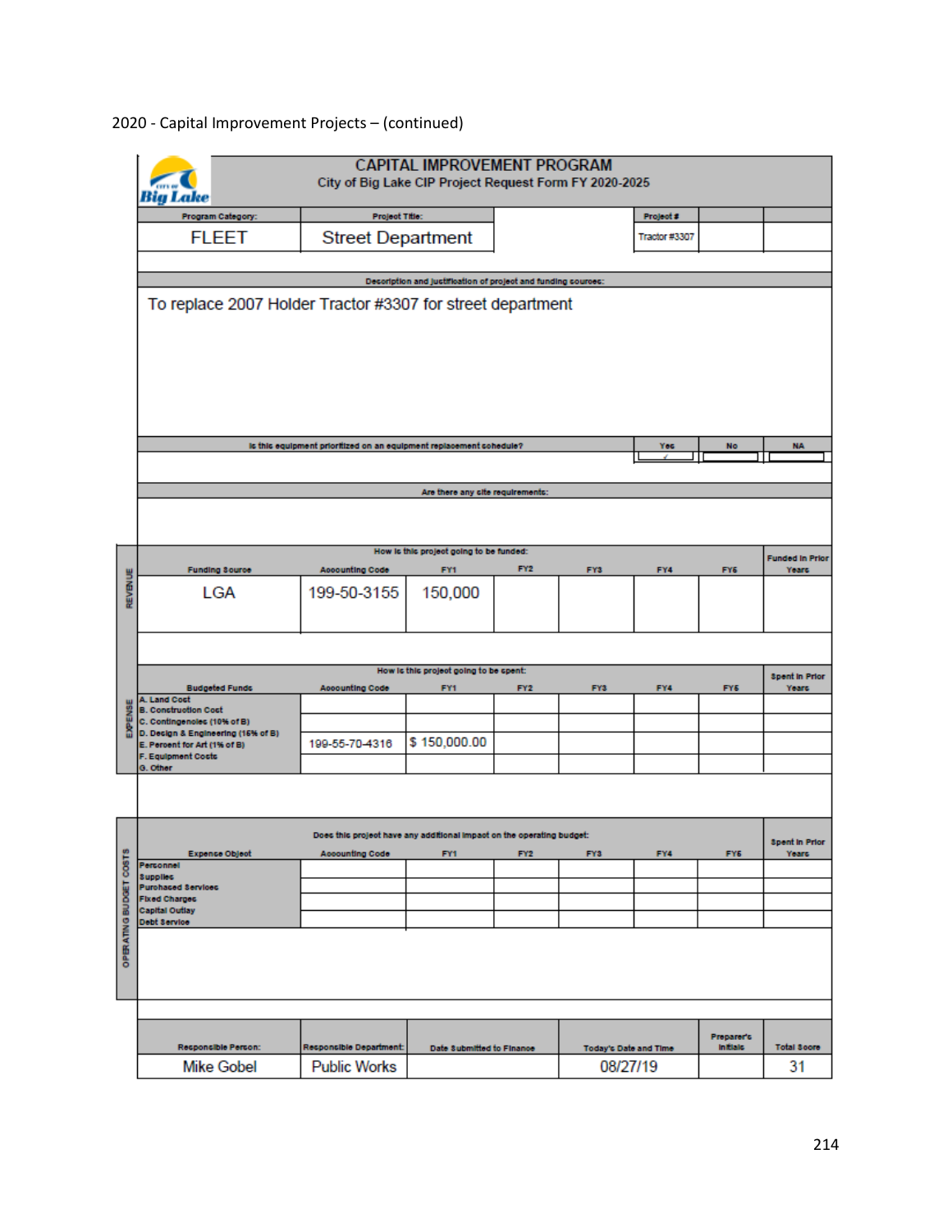2020 - Capital Improvement Projects – (continued)

## CAPITAL IMPROVEMENT PROGRAM

City of Big Lake CIP Project Request Form FY 2020-2025

| Program Category: | Project Title: | | Project # | | |
|---|---|---|---|---|---|
| FLEET | Street Department | | Tractor #3307 | | |

**Description and justification of project and funding sources:**

To replace 2007 Holder Tractor #3307 for street department

| Is this equipment prioritized on an equipment replacement schedule? | Yes | No | NA |
|---|---|---|---|
| | ✓ | | |

**Are there any site requirements:**

**REVENUE**

How is this project going to be funded:

| Funding Source | Accounting Code | FY1 | FY2 | FY3 | FY4 | FY5 | Funded In Prior Years |
|---|---|---|---|---|---|---|---|
| LGA | 199-50-3155 | 150,000 | | | | | |

**EXPENSE**

How is this project going to be spent:

| Budgeted Funds | Accounting Code | FY1 | FY2 | FY3 | FY4 | FY5 | Spent In Prior Years |
|---|---|---|---|---|---|---|---|
| A. Land Cost | | | | | | | |
| B. Construction Cost | | | | | | | |
| C. Contingencies (10% of B) | | | | | | | |
| D. Design & Engineering (15% of B) | | | | | | | |
| E. Percent for Art (1% of B) | | | | | | | |
| F. Equipment Costs | 199-55-70-4316 | $ 150,000.00 | | | | | |
| G. Other | | | | | | | |

**OPERATING BUDGET COSTS**

Does this project have any additional impact on the operating budget:

| Expense Object | Accounting Code | FY1 | FY2 | FY3 | FY4 | FY5 | Spent In Prior Years |
|---|---|---|---|---|---|---|---|
| Personnel | | | | | | | |
| Supplies | | | | | | | |
| Purchased Services | | | | | | | |
| Fixed Charges | | | | | | | |
| Capital Outlay | | | | | | | |
| Debt Service | | | | | | | |

| Responsible Person: | Responsible Department: | Date Submitted to Finance | Today's Date and Time | Preparer's Initials | Total Score |
|---|---|---|---|---|---|
| Mike Gobel | Public Works | | 08/27/19 | | 31 |